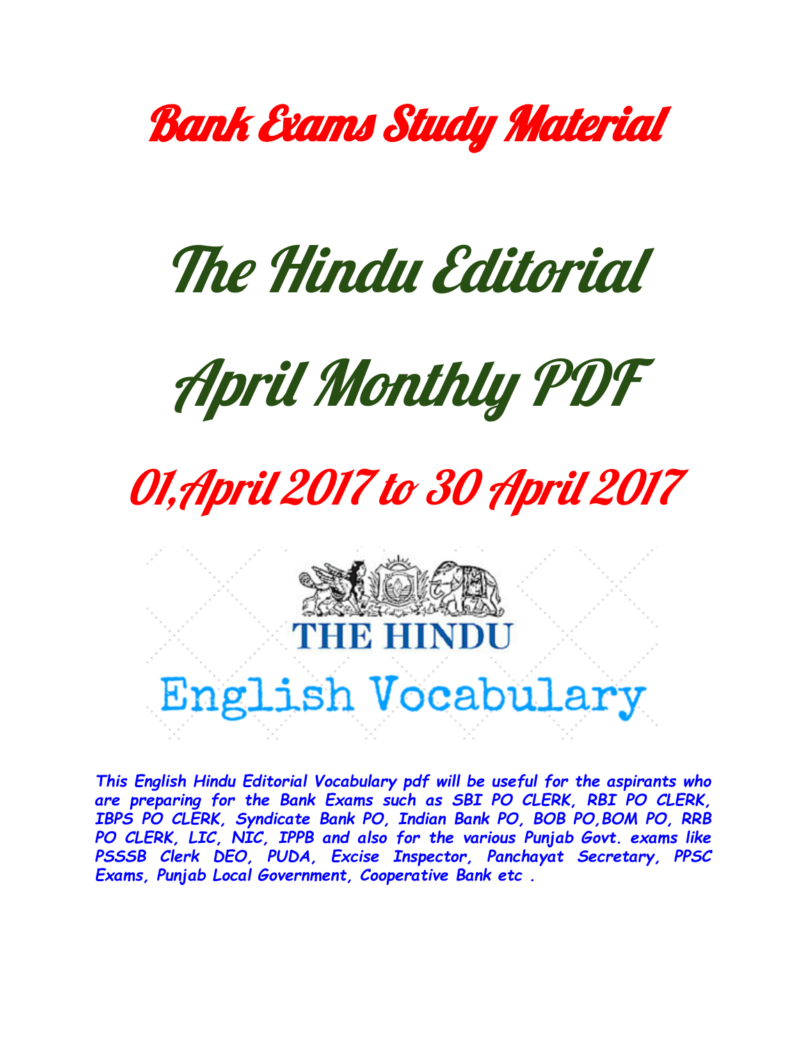# Bank Exams Study Material

# The Hindu Editorial

# April Monthly PDF

## 01,April 2017 to 30 April 2017

THE HINDU

English Vocabulary

***This English Hindu Editorial Vocabulary pdf will be useful for the aspirants who are preparing for the Bank Exams such as SBI PO CLERK, RBI PO CLERK, IBPS PO CLERK, Syndicate Bank PO, Indian Bank PO, BOB PO,BOM PO, RRB PO CLERK, LIC, NIC, IPPB and also for the various Punjab Govt. exams like PSSSB Clerk DEO, PUDA, Excise Inspector, Panchayat Secretary, PPSC Exams, Punjab Local Government, Cooperative Bank etc .***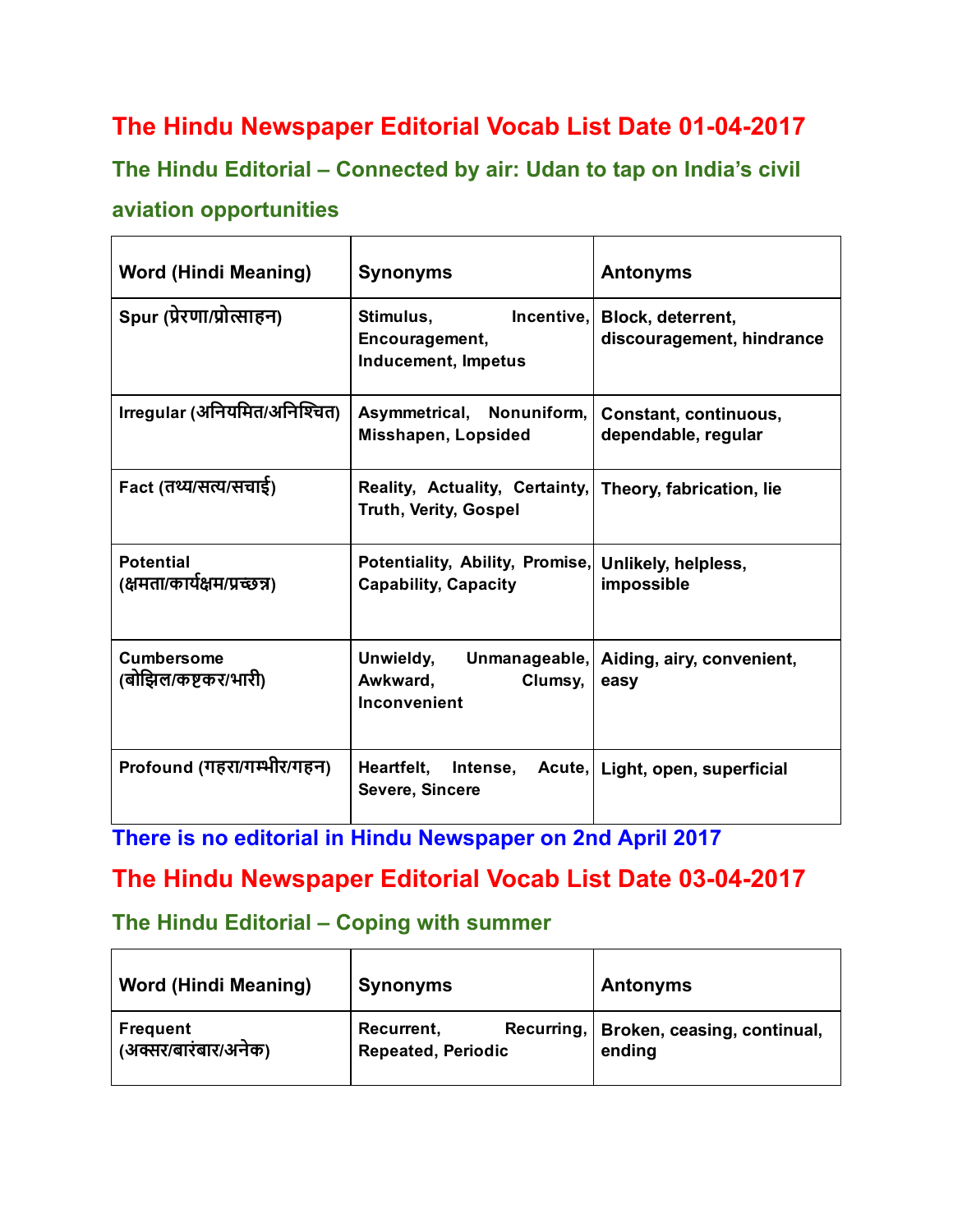## The Hindu Newspaper Editorial Vocab List Date 01-04-2017

### The Hindu Editorial – Connected by air: Udan to tap on India's civil aviation opportunities

| Word (Hindi Meaning) | Synonyms | Antonyms |
|---|---|---|
| Spur (प्रेरणा/प्रोत्साहन) | Stimulus, Incentive, Encouragement, Inducement, Impetus | Block, deterrent, discouragement, hindrance |
| Irregular (अनियमित/अनिश्चित) | Asymmetrical, Nonuniform, Misshapen, Lopsided | Constant, continuous, dependable, regular |
| Fact (तथ्य/सत्य/सचाई) | Reality, Actuality, Certainty, Truth, Verity, Gospel | Theory, fabrication, lie |
| Potential (क्षमता/कार्यक्षम/प्रच्छन्न) | Potentiality, Ability, Promise, Capability, Capacity | Unlikely, helpless, impossible |
| Cumbersome (बोझिल/कष्टकर/भारी) | Unwieldy, Unmanageable, Awkward, Clumsy, Inconvenient | Aiding, airy, convenient, easy |
| Profound (गहरा/गम्भीर/गहन) | Heartfelt, Intense, Acute, Severe, Sincere | Light, open, superficial |

### There is no editorial in Hindu Newspaper on 2nd April 2017

## The Hindu Newspaper Editorial Vocab List Date 03-04-2017

### The Hindu Editorial – Coping with summer

| Word (Hindi Meaning) | Synonyms | Antonyms |
|---|---|---|
| Frequent (अक्सर/बारंबार/अनेक) | Recurrent, Recurring, Repeated, Periodic | Broken, ceasing, continual, ending |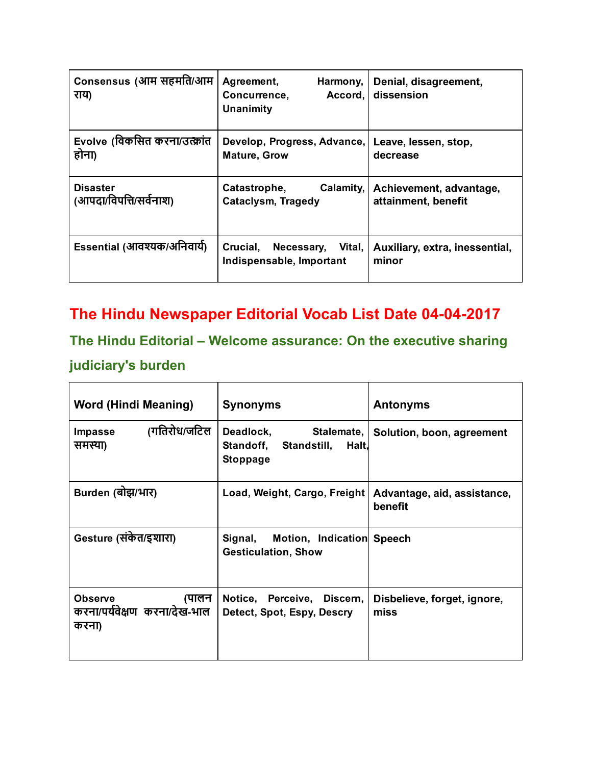| Consensus (आम सहमति/आम राय) | Agreement, Harmony, Concurrence, Accord, Unanimity | Denial, disagreement, dissension |
|---|---|---|
| Evolve (विकसित करना/उत्क्रांत होना) | Develop, Progress, Advance, Mature, Grow | Leave, lessen, stop, decrease |
| Disaster (आपदा/विपत्ति/सर्वनाश) | Catastrophe, Calamity, Cataclysm, Tragedy | Achievement, advantage, attainment, benefit |
| Essential (आवश्यक/अनिवार्य) | Crucial, Necessary, Vital, Indispensable, Important | Auxiliary, extra, inessential, minor |

## The Hindu Newspaper Editorial Vocab List Date 04-04-2017

### The Hindu Editorial – Welcome assurance: On the executive sharing judiciary's burden

| Word (Hindi Meaning) | Synonyms | Antonyms |
|---|---|---|
| Impasse (गतिरोध/जटिल समस्या) | Deadlock, Stalemate, Standoff, Standstill, Halt, Stoppage | Solution, boon, agreement |
| Burden (बोझ/भार) | Load, Weight, Cargo, Freight | Advantage, aid, assistance, benefit |
| Gesture (संकेत/इशारा) | Signal, Motion, Indication Gesticulation, Show | Speech |
| Observe (पालन करना/पर्यवेक्षण करना/देख-भाल करना) | Notice, Perceive, Discern, Detect, Spot, Espy, Descry | Disbelieve, forget, ignore, miss |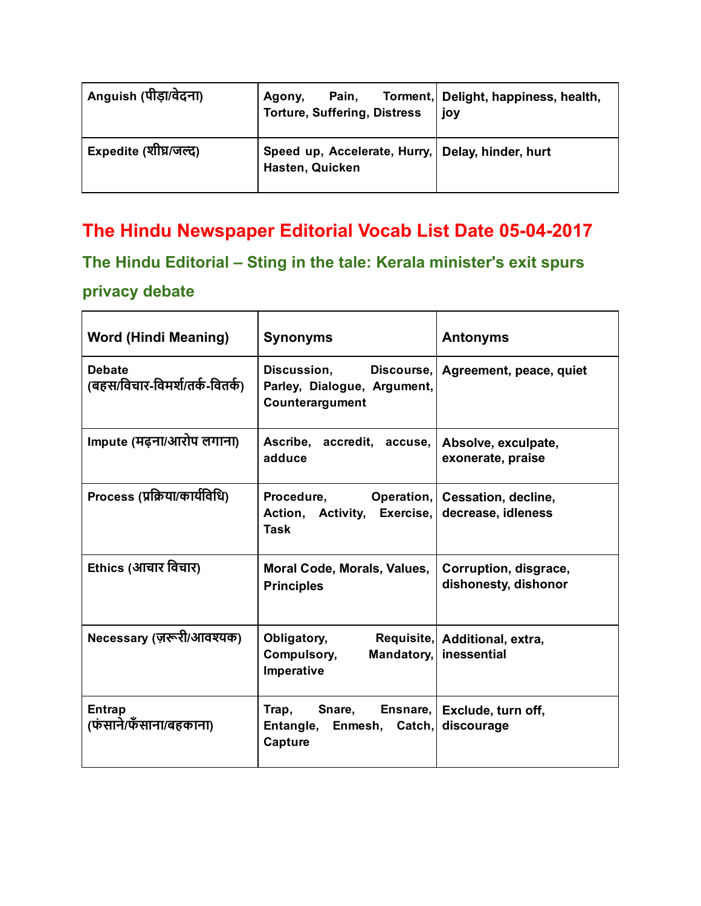| Anguish (पीड़ा/वेदना) | Agony, Pain, Torment, Torture, Suffering, Distress | Delight, happiness, health, joy |
|---|---|---|
| Expedite (शीघ्र/जल्द) | Speed up, Accelerate, Hurry, Hasten, Quicken | Delay, hinder, hurt |

# The Hindu Newspaper Editorial Vocab List Date 05-04-2017

## The Hindu Editorial – Sting in the tale: Kerala minister's exit spurs privacy debate

| Word (Hindi Meaning) | Synonyms | Antonyms |
|---|---|---|
| Debate (बहस/विचार-विमर्श/तर्क-वितर्क) | Discussion, Discourse, Parley, Dialogue, Argument, Counterargument | Agreement, peace, quiet |
| Impute (मढ़ना/आरोप लगाना) | Ascribe, accredit, accuse, adduce | Absolve, exculpate, exonerate, praise |
| Process (प्रक्रिया/कार्यविधि) | Procedure, Operation, Action, Activity, Exercise, Task | Cessation, decline, decrease, idleness |
| Ethics (आचार विचार) | Moral Code, Morals, Values, Principles | Corruption, disgrace, dishonesty, dishonor |
| Necessary (ज़रूरी/आवश्यक) | Obligatory, Requisite, Compulsory, Mandatory, Imperative | Additional, extra, inessential |
| Entrap (फंसाने/फँसाना/बहकाना) | Trap, Snare, Ensnare, Entangle, Enmesh, Catch, Capture | Exclude, turn off, discourage |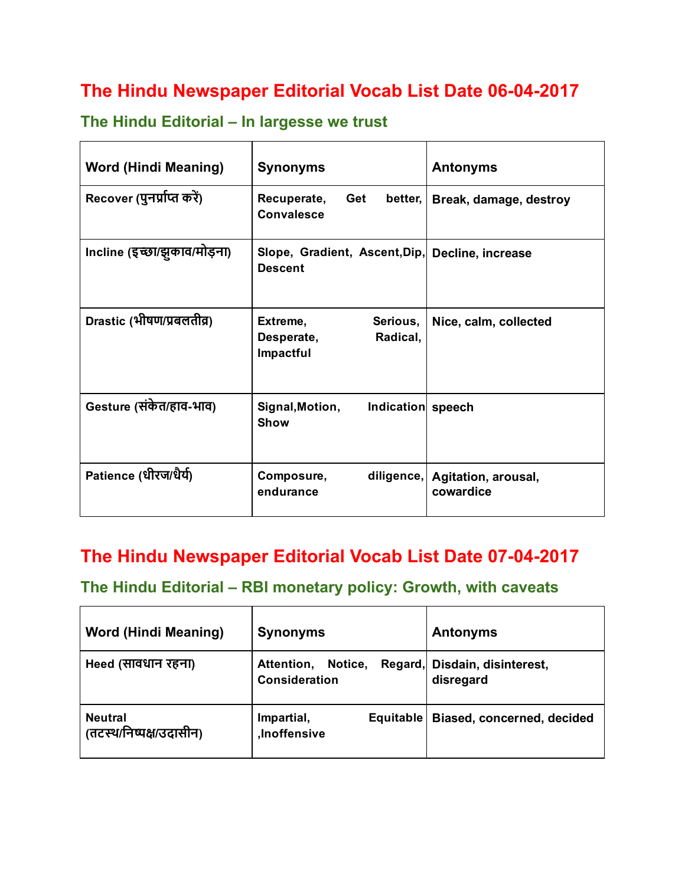# The Hindu Newspaper Editorial Vocab List Date 06-04-2017

## The Hindu Editorial – In largesse we trust

| Word (Hindi Meaning) | Synonyms | Antonyms |
|---|---|---|
| Recover (पुनर्प्राप्त करें) | Recuperate, Get better, Convalesce | Break, damage, destroy |
| Incline (इच्छा/झुकाव/मोड़ना) | Slope, Gradient, Ascent,Dip, Descent | Decline, increase |
| Drastic (भीषण/प्रबलतीव्र) | Extreme, Serious, Desperate, Radical, Impactful | Nice, calm, collected |
| Gesture (संकेत/हाव-भाव) | Signal,Motion, Indication Show | speech |
| Patience (धीरज/धैर्य) | Composure, diligence, endurance | Agitation, arousal, cowardice |

# The Hindu Newspaper Editorial Vocab List Date 07-04-2017

## The Hindu Editorial – RBI monetary policy: Growth, with caveats

| Word (Hindi Meaning) | Synonyms | Antonyms |
|---|---|---|
| Heed (सावधान रहना) | Attention, Notice, Regard, Consideration | Disdain, disinterest, disregard |
| Neutral (तटस्थ/निष्पक्ष/उदासीन) | Impartial, Equitable ,Inoffensive | Biased, concerned, decided |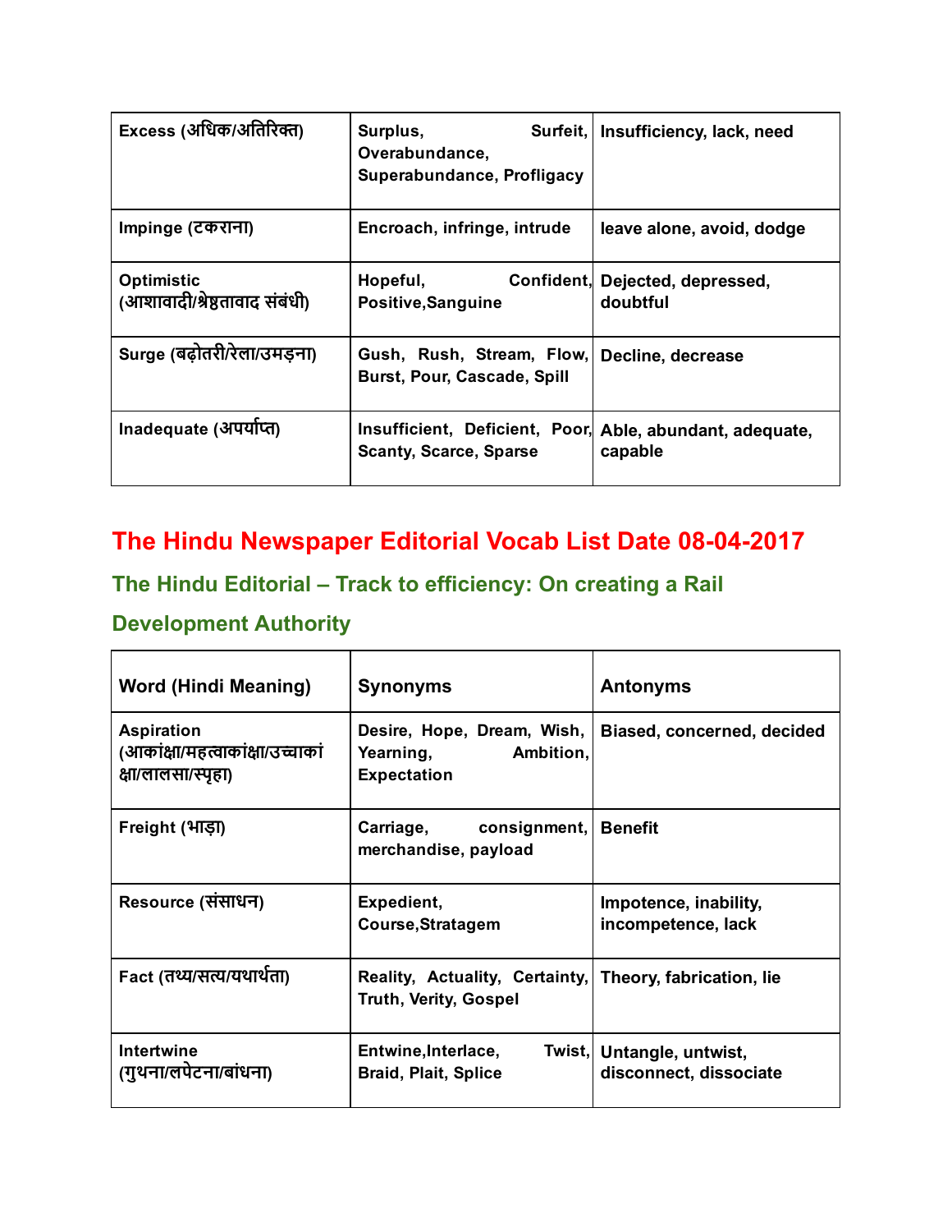| Excess (अधिक/अतिरिक्त) | Surplus, Surfeit, Overabundance, Superabundance, Profligacy | Insufficiency, lack, need |
|---|---|---|
| Impinge (टकराना) | Encroach, infringe, intrude | leave alone, avoid, dodge |
| Optimistic (आशावादी/श्रेष्ठतावाद संबंधी) | Hopeful, Confident, Positive,Sanguine | Dejected, depressed, doubtful |
| Surge (बढ़ोतरी/रेला/उमड़ना) | Gush, Rush, Stream, Flow, Burst, Pour, Cascade, Spill | Decline, decrease |
| Inadequate (अपर्याप्त) | Insufficient, Deficient, Poor, Scanty, Scarce, Sparse | Able, abundant, adequate, capable |

# The Hindu Newspaper Editorial Vocab List Date 08-04-2017

## The Hindu Editorial – Track to efficiency: On creating a Rail Development Authority

| Word (Hindi Meaning) | Synonyms | Antonyms |
|---|---|---|
| Aspiration (आकांक्षा/महत्वाकांक्षा/उच्चाकांक्षा/लालसा/स्पृहा) | Desire, Hope, Dream, Wish, Yearning, Ambition, Expectation | Biased, concerned, decided |
| Freight (भाड़ा) | Carriage, consignment, merchandise, payload | Benefit |
| Resource (संसाधन) | Expedient, Course,Stratagem | Impotence, inability, incompetence, lack |
| Fact (तथ्य/सत्य/यथार्थता) | Reality, Actuality, Certainty, Truth, Verity, Gospel | Theory, fabrication, lie |
| Intertwine (गुथना/लपेटना/बांधना) | Entwine,Interlace, Twist, Braid, Plait, Splice | Untangle, untwist, disconnect, dissociate |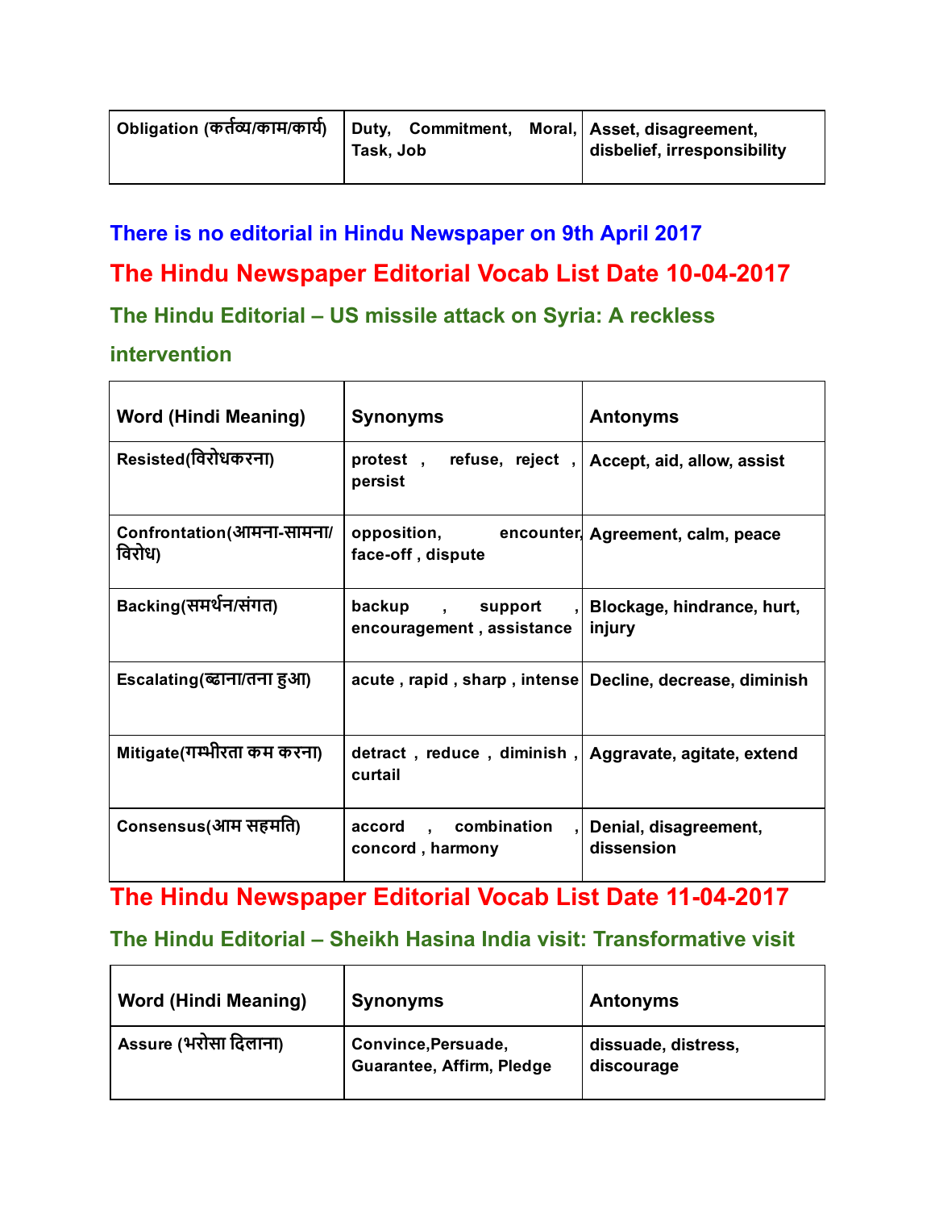| Obligation (कर्तव्य/काम/कार्य) | Duty, Commitment, Moral, Task, Job | Asset, disagreement, disbelief, irresponsibility |
|---|---|---|

## There is no editorial in Hindu Newspaper on 9th April 2017

## The Hindu Newspaper Editorial Vocab List Date 10-04-2017

### The Hindu Editorial – US missile attack on Syria: A reckless intervention

| Word (Hindi Meaning) | Synonyms | Antonyms |
|---|---|---|
| Resisted(विरोधकरना) | protest , refuse, reject , persist | Accept, aid, allow, assist |
| Confrontation(आमना-सामना/विरोध) | opposition, encounter, face-off , dispute | Agreement, calm, peace |
| Backing(समर्थन/संगत) | backup , support , encouragement , assistance | Blockage, hindrance, hurt, injury |
| Escalating(ब्ढाना/तना हुआ) | acute , rapid , sharp , intense | Decline, decrease, diminish |
| Mitigate(गम्भीरता कम करना) | detract , reduce , diminish , curtail | Aggravate, agitate, extend |
| Consensus(आम सहमति) | accord , combination , concord , harmony | Denial, disagreement, dissension |

## The Hindu Newspaper Editorial Vocab List Date 11-04-2017

### The Hindu Editorial – Sheikh Hasina India visit: Transformative visit

| Word (Hindi Meaning) | Synonyms | Antonyms |
|---|---|---|
| Assure (भरोसा दिलाना) | Convince,Persuade, Guarantee, Affirm, Pledge | dissuade, distress, discourage |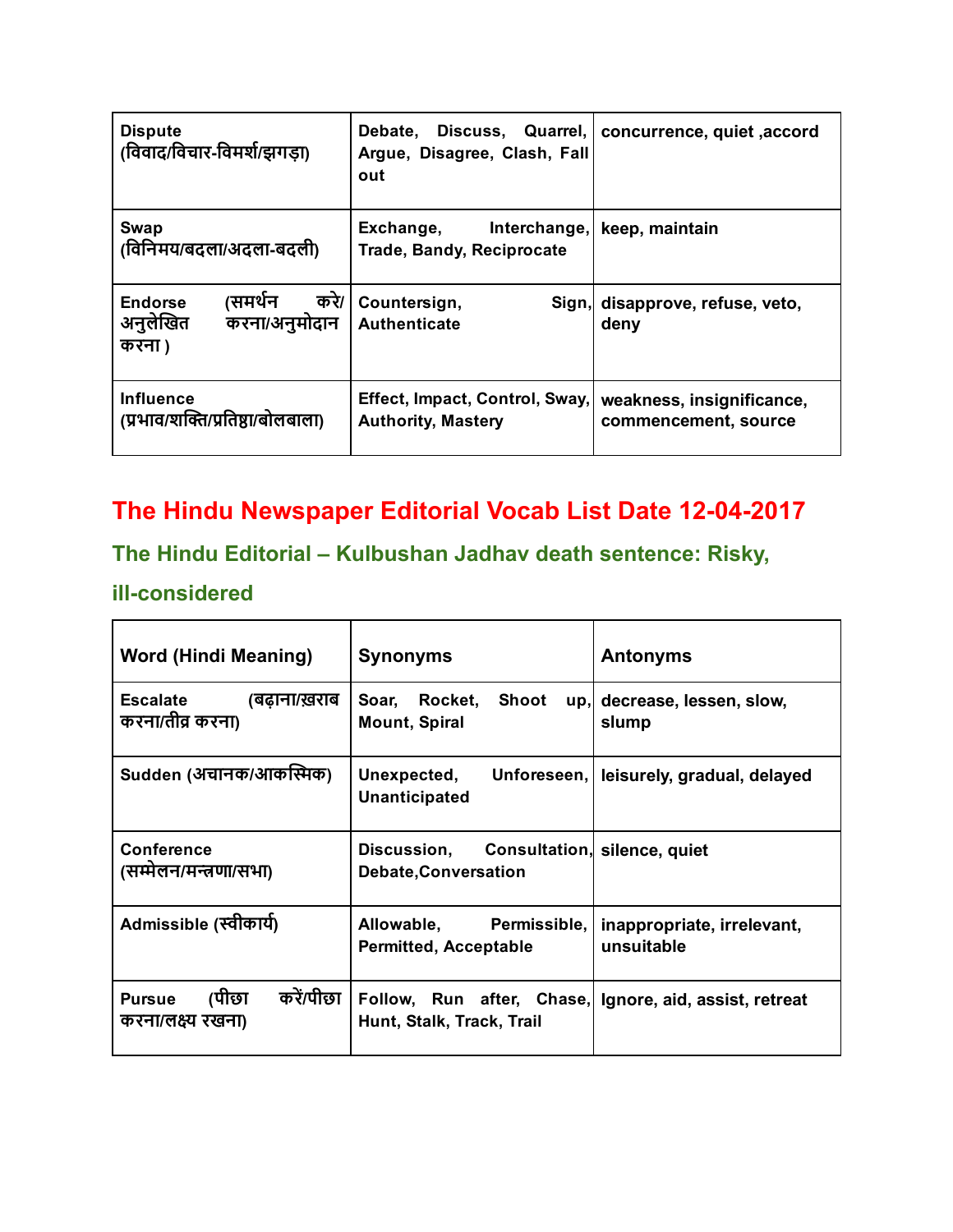| Dispute (विवाद/विचार-विमर्श/झगड़ा) | Debate, Discuss, Quarrel, Argue, Disagree, Clash, Fall out | concurrence, quiet ,accord |
|---|---|---|
| Swap (विनिमय/बदला/अदला-बदली) | Exchange, Interchange, Trade, Bandy, Reciprocate | keep, maintain |
| Endorse (समर्थन करे/ अनुलेखित करना/अनुमोदान करना ) | Countersign, Sign, Authenticate | disapprove, refuse, veto, deny |
| Influence (प्रभाव/शक्ति/प्रतिष्ठा/बोलबाला) | Effect, Impact, Control, Sway, Authority, Mastery | weakness, insignificance, commencement, source |

# The Hindu Newspaper Editorial Vocab List Date 12-04-2017

## The Hindu Editorial – Kulbushan Jadhav death sentence: Risky, ill-considered

| Word (Hindi Meaning) | Synonyms | Antonyms |
|---|---|---|
| Escalate (बढ़ाना/ख़राब करना/तीव्र करना) | Soar, Rocket, Shoot up, Mount, Spiral | decrease, lessen, slow, slump |
| Sudden (अचानक/आकस्मिक) | Unexpected, Unforeseen, Unanticipated | leisurely, gradual, delayed |
| Conference (सम्मेलन/मन्त्रणा/सभा) | Discussion, Consultation, Debate,Conversation | silence, quiet |
| Admissible (स्वीकार्य) | Allowable, Permissible, Permitted, Acceptable | inappropriate, irrelevant, unsuitable |
| Pursue (पीछा करें/पीछा करना/लक्ष्य रखना) | Follow, Run after, Chase, Hunt, Stalk, Track, Trail | Ignore, aid, assist, retreat |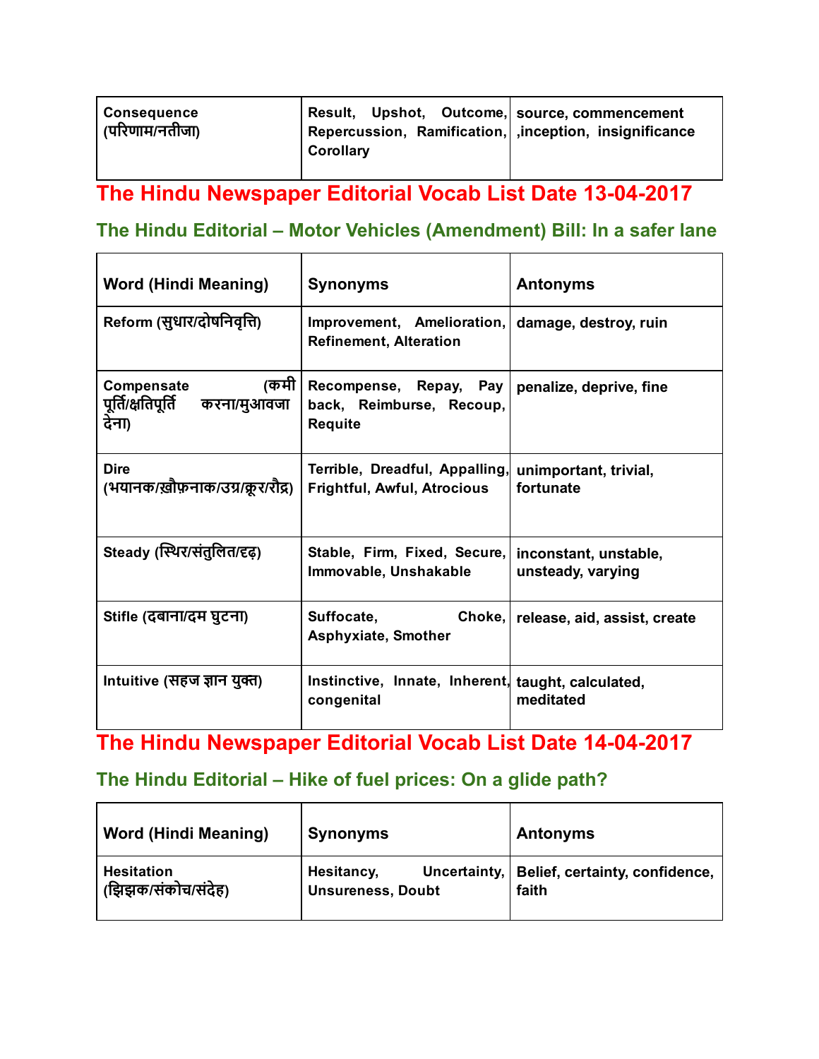| Consequence (परिणाम/नतीजा) | Result, Upshot, Outcome, Repercussion, Ramification, Corollary | source, commencement ,inception, insignificance |
|---|---|---|

## The Hindu Newspaper Editorial Vocab List Date 13-04-2017

### The Hindu Editorial – Motor Vehicles (Amendment) Bill: In a safer lane

| Word (Hindi Meaning) | Synonyms | Antonyms |
|---|---|---|
| Reform (सुधार/दोषनिवृत्ति) | Improvement, Amelioration, Refinement, Alteration | damage, destroy, ruin |
| Compensate (कमी पूर्ति/क्षतिपूर्ति करना/मुआवजा देना) | Recompense, Repay, Pay back, Reimburse, Recoup, Requite | penalize, deprive, fine |
| Dire (भयानक/ख़ौफ़नाक/उग्र/क्रूर/रौद्र) | Terrible, Dreadful, Appalling, Frightful, Awful, Atrocious | unimportant, trivial, fortunate |
| Steady (स्थिर/संतुलित/दृढ़) | Stable, Firm, Fixed, Secure, Immovable, Unshakable | inconstant, unstable, unsteady, varying |
| Stifle (दबाना/दम घुटना) | Suffocate, Choke, Asphyxiate, Smother | release, aid, assist, create |
| Intuitive (सहज ज्ञान युक्त) | Instinctive, Innate, Inherent, congenital | taught, calculated, meditated |

## The Hindu Newspaper Editorial Vocab List Date 14-04-2017

### The Hindu Editorial – Hike of fuel prices: On a glide path?

| Word (Hindi Meaning) | Synonyms | Antonyms |
|---|---|---|
| Hesitation (झिझक/संकोच/संदेह) | Hesitancy, Uncertainty, Unsureness, Doubt | Belief, certainty, confidence, faith |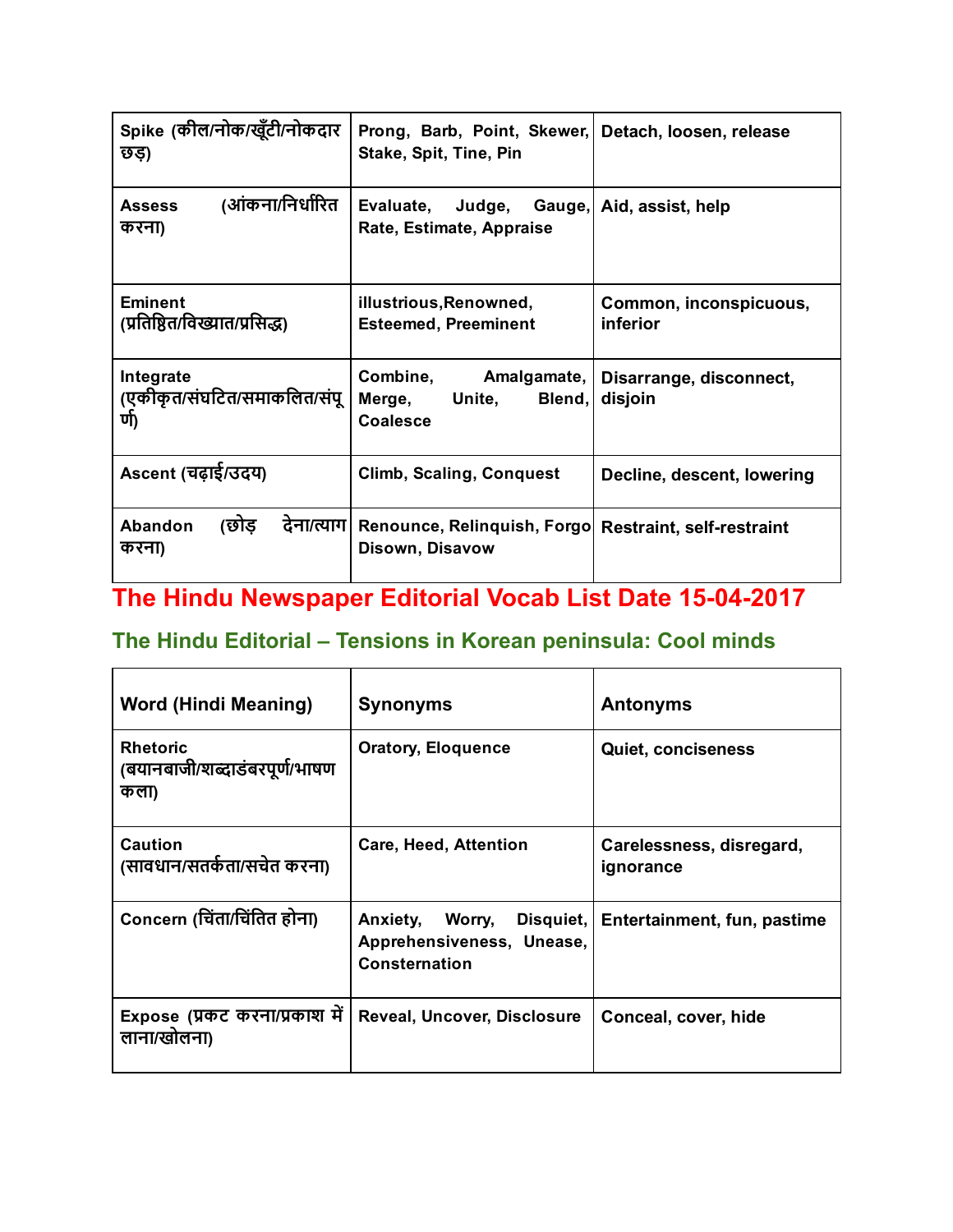| Spike (कील/नोक/खूँटी/नोकदार छड़) | Prong, Barb, Point, Skewer, Stake, Spit, Tine, Pin | Detach, loosen, release |
| --- | --- | --- |
| Assess (आंकना/निर्धारित करना) | Evaluate, Judge, Gauge, Rate, Estimate, Appraise | Aid, assist, help |
| Eminent (प्रतिष्ठित/विख्यात/प्रसिद्ध) | illustrious,Renowned, Esteemed, Preeminent | Common, inconspicuous, inferior |
| Integrate (एकीकृत/संघटित/समाकलित/संपूर्ण) | Combine, Amalgamate, Merge, Unite, Blend, Coalesce | Disarrange, disconnect, disjoin |
| Ascent (चढ़ाई/उदय) | Climb, Scaling, Conquest | Decline, descent, lowering |
| Abandon (छोड़ देना/त्याग करना) | Renounce, Relinquish, Forgo Disown, Disavow | Restraint, self-restraint |

# The Hindu Newspaper Editorial Vocab List Date 15-04-2017

## The Hindu Editorial – Tensions in Korean peninsula: Cool minds

| Word (Hindi Meaning) | Synonyms | Antonyms |
| --- | --- | --- |
| Rhetoric (बयानबाजी/शब्दाडंबरपूर्ण/भाषण कला) | Oratory, Eloquence | Quiet, conciseness |
| Caution (सावधान/सतर्कता/सचेत करना) | Care, Heed, Attention | Carelessness, disregard, ignorance |
| Concern (चिंता/चिंतित होना) | Anxiety, Worry, Disquiet, Apprehensiveness, Unease, Consternation | Entertainment, fun, pastime |
| Expose (प्रकट करना/प्रकाश में लाना/खोलना) | Reveal, Uncover, Disclosure | Conceal, cover, hide |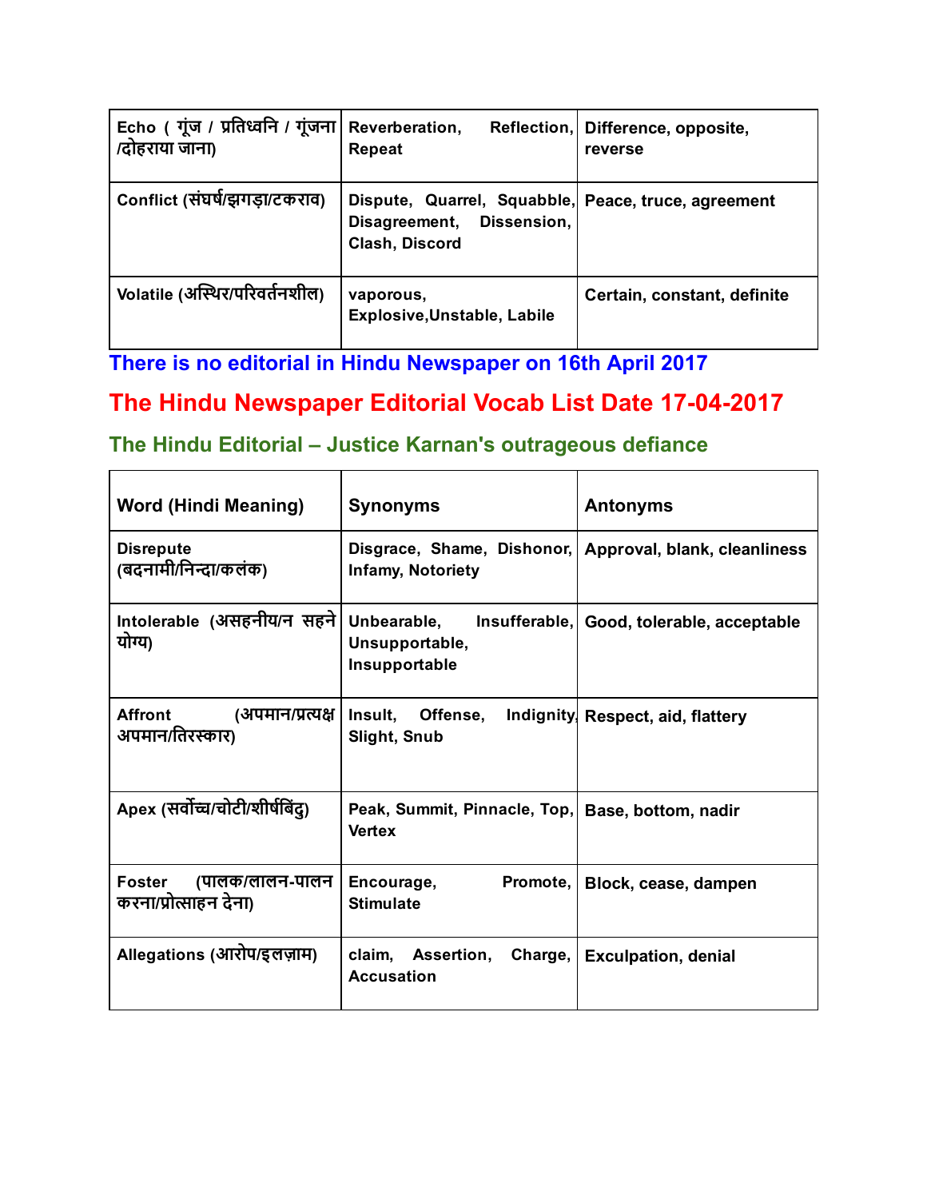| | | |
|---|---|---|
| Echo ( गूंज / प्रतिध्वनि / गूंजना /दोहराया जाना) | Reverberation, Reflection, Repeat | Difference, opposite, reverse |
| Conflict (संघर्ष/झगड़ा/टकराव) | Dispute, Quarrel, Squabble, Disagreement, Dissension, Clash, Discord | Peace, truce, agreement |
| Volatile (अस्थिर/परिवर्तनशील) | vaporous, Explosive,Unstable, Labile | Certain, constant, definite |

**There is no editorial in Hindu Newspaper on 16th April 2017**

## The Hindu Newspaper Editorial Vocab List Date 17-04-2017

### The Hindu Editorial – Justice Karnan's outrageous defiance

| Word (Hindi Meaning) | Synonyms | Antonyms |
|---|---|---|
| Disrepute (बदनामी/निन्दा/कलंक) | Disgrace, Shame, Dishonor, Infamy, Notoriety | Approval, blank, cleanliness |
| Intolerable (असहनीय/न सहने योग्य) | Unbearable, Insufferable, Unsupportable, Insupportable | Good, tolerable, acceptable |
| Affront (अपमान/प्रत्यक्ष अपमान/तिरस्कार) | Insult, Offense, Indignity, Slight, Snub | Respect, aid, flattery |
| Apex (सर्वोच्च/चोटी/शीर्षबिंदु) | Peak, Summit, Pinnacle, Top, Vertex | Base, bottom, nadir |
| Foster (पालक/लालन-पालन करना/प्रोत्साहन देना) | Encourage, Promote, Stimulate | Block, cease, dampen |
| Allegations (आरोप/इलज़ाम) | claim, Assertion, Charge, Accusation | Exculpation, denial |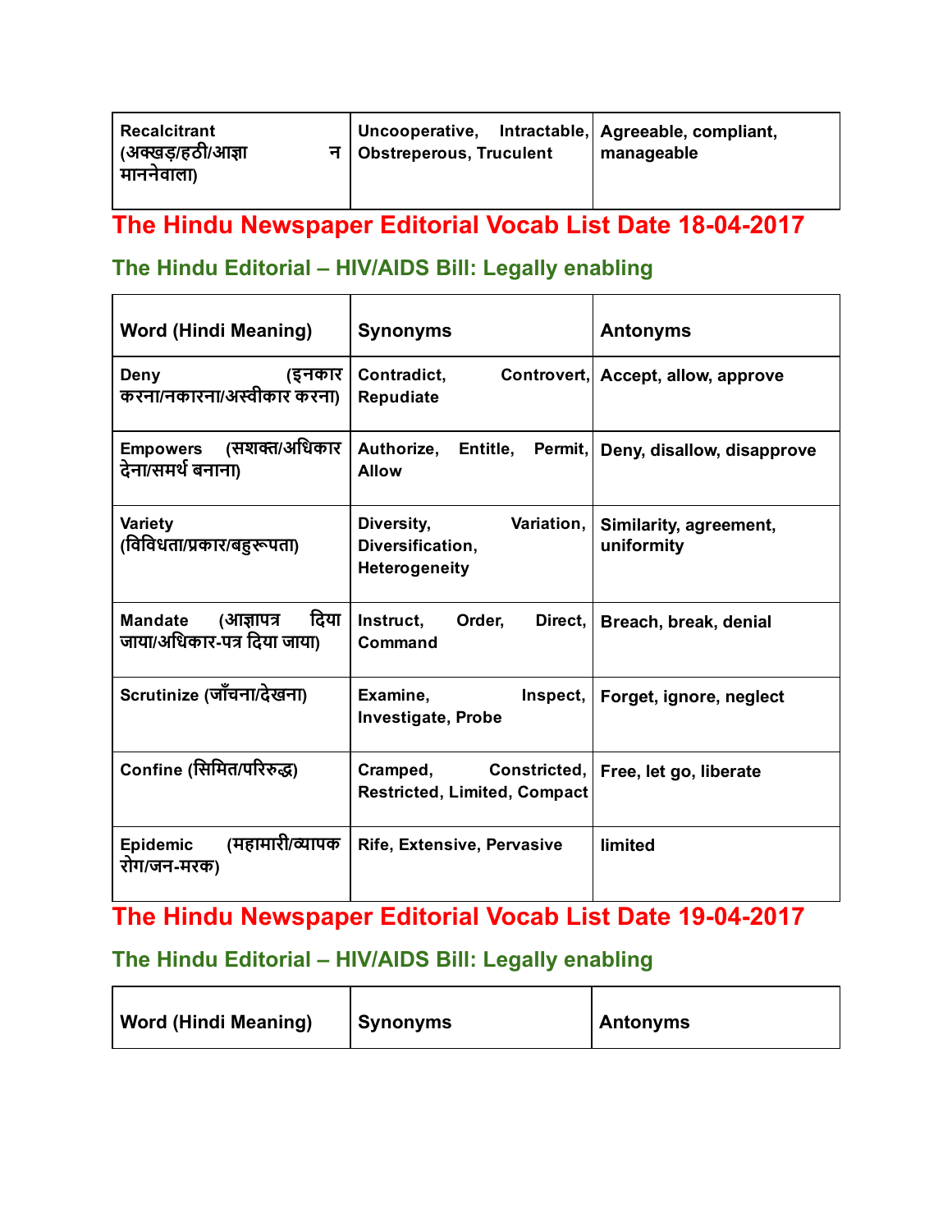| Recalcitrant (अक्खड़/हठी/आज्ञा न माननेवाला) | Uncooperative, Intractable, Obstreperous, Truculent | Agreeable, compliant, manageable |
|---|---|---|

## The Hindu Newspaper Editorial Vocab List Date 18-04-2017

### The Hindu Editorial – HIV/AIDS Bill: Legally enabling

| Word (Hindi Meaning) | Synonyms | Antonyms |
|---|---|---|
| Deny (इनकार करना/नकारना/अस्वीकार करना) | Contradict, Controvert, Repudiate | Accept, allow, approve |
| Empowers (सशक्त/अधिकार देना/समर्थ बनाना) | Authorize, Entitle, Permit, Allow | Deny, disallow, disapprove |
| Variety (विविधता/प्रकार/बहुरूपता) | Diversity, Variation, Diversification, Heterogeneity | Similarity, agreement, uniformity |
| Mandate (आज्ञापत्र दिया जाया/अधिकार-पत्र दिया जाया) | Instruct, Order, Direct, Command | Breach, break, denial |
| Scrutinize (जाँचना/देखना) | Examine, Inspect, Investigate, Probe | Forget, ignore, neglect |
| Confine (सिमित/परिरुद्ध) | Cramped, Constricted, Restricted, Limited, Compact | Free, let go, liberate |
| Epidemic (महामारी/व्यापक रोग/जन-मरक) | Rife, Extensive, Pervasive | limited |

## The Hindu Newspaper Editorial Vocab List Date 19-04-2017

### The Hindu Editorial – HIV/AIDS Bill: Legally enabling

| Word (Hindi Meaning) | Synonyms | Antonyms |
|---|---|---|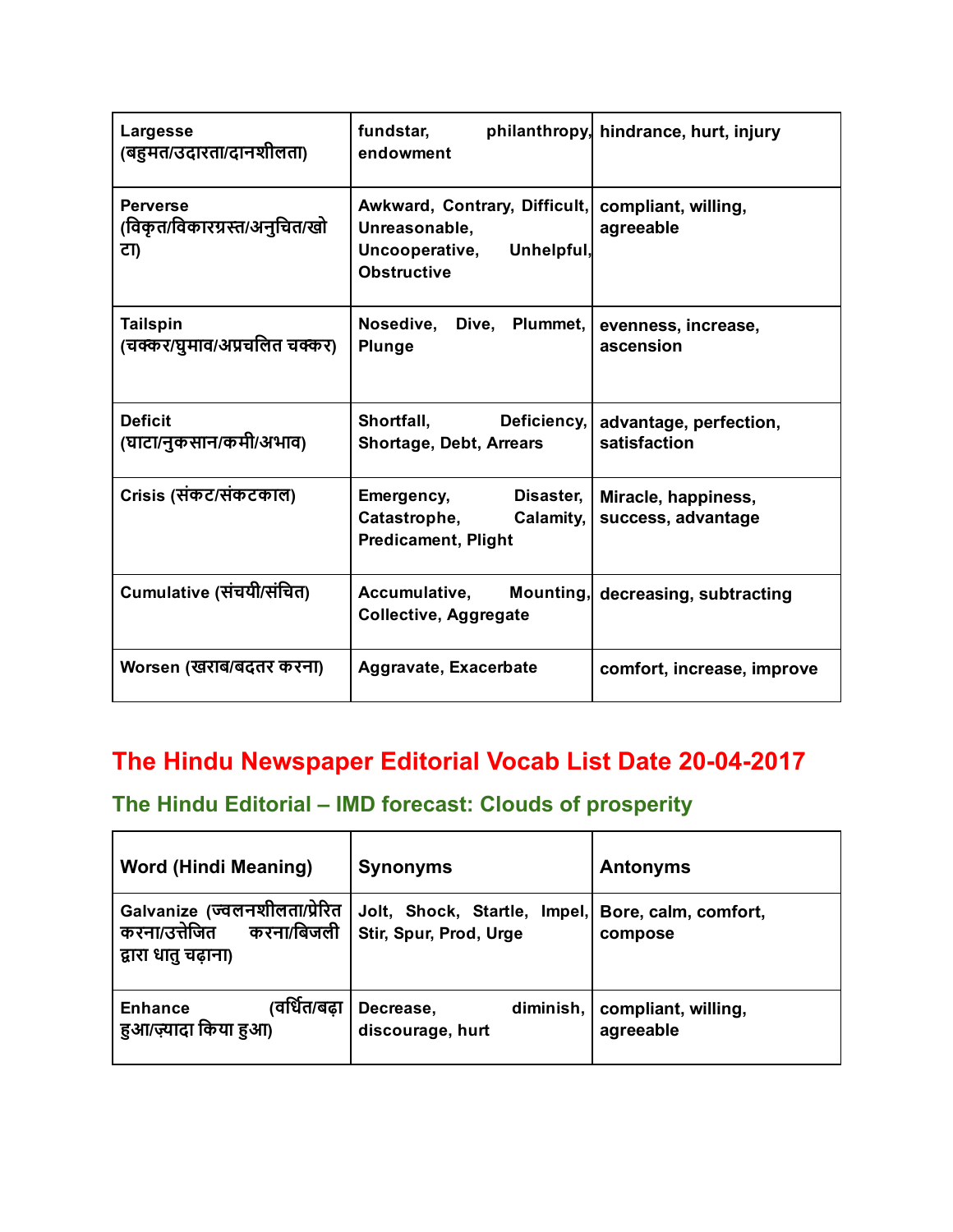| Largesse (बहुमत/उदारता/दानशीलता) | fundstar, philanthropy, endowment | hindrance, hurt, injury |
|---|---|---|
| Perverse (विकृत/विकारग्रस्त/अनुचित/खोटा) | Awkward, Contrary, Difficult, Unreasonable, Uncooperative, Unhelpful, Obstructive | compliant, willing, agreeable |
| Tailspin (चक्कर/घुमाव/अप्रचलित चक्कर) | Nosedive, Dive, Plummet, Plunge | evenness, increase, ascension |
| Deficit (घाटा/नुकसान/कमी/अभाव) | Shortfall, Deficiency, Shortage, Debt, Arrears | advantage, perfection, satisfaction |
| Crisis (संकट/संकटकाल) | Emergency, Disaster, Catastrophe, Calamity, Predicament, Plight | Miracle, happiness, success, advantage |
| Cumulative (संचयी/संचित) | Accumulative, Mounting, Collective, Aggregate | decreasing, subtracting |
| Worsen (खराब/बदतर करना) | Aggravate, Exacerbate | comfort, increase, improve |

# The Hindu Newspaper Editorial Vocab List Date 20-04-2017

## The Hindu Editorial – IMD forecast: Clouds of prosperity

| Word (Hindi Meaning) | Synonyms | Antonyms |
|---|---|---|
| Galvanize (ज्वलनशीलता/प्रेरित करना/उत्तेजित करना/बिजली द्वारा धातु चढ़ाना) | Jolt, Shock, Startle, Impel, Stir, Spur, Prod, Urge | Bore, calm, comfort, compose |
| Enhance (वर्धित/बढ़ा हुआ/ज़्यादा किया हुआ) | Decrease, diminish, discourage, hurt | compliant, willing, agreeable |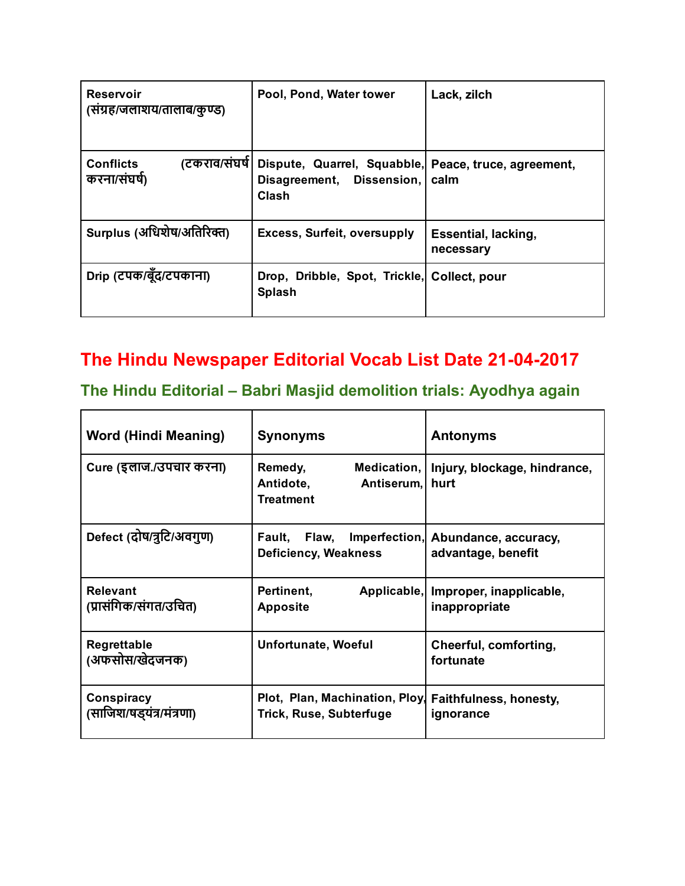| | | |
|---|---|---|
| Reservoir (संग्रह/जलाशय/तालाब/कुण्ड) | Pool, Pond, Water tower | Lack, zilch |
| Conflicts (टकराव/संघर्ष करना/संघर्ष) | Dispute, Quarrel, Squabble, Disagreement, Dissension, Clash | Peace, truce, agreement, calm |
| Surplus (अधिशेष/अतिरिक्त) | Excess, Surfeit, oversupply | Essential, lacking, necessary |
| Drip (टपक/बूँद/टपकाना) | Drop, Dribble, Spot, Trickle, Splash | Collect, pour |

## The Hindu Newspaper Editorial Vocab List Date 21-04-2017

### The Hindu Editorial – Babri Masjid demolition trials: Ayodhya again

| Word (Hindi Meaning) | Synonyms | Antonyms |
|---|---|---|
| Cure (इलाज./उपचार करना) | Remedy, Medication, Antidote, Antiserum, Treatment | Injury, blockage, hindrance, hurt |
| Defect (दोष/त्रुटि/अवगुण) | Fault, Flaw, Imperfection, Deficiency, Weakness | Abundance, accuracy, advantage, benefit |
| Relevant (प्रासंगिक/संगत/उचित) | Pertinent, Applicable, Apposite | Improper, inapplicable, inappropriate |
| Regrettable (अफसोस/खेदजनक) | Unfortunate, Woeful | Cheerful, comforting, fortunate |
| Conspiracy (साजिश/षड्यंत्र/मंत्रणा) | Plot, Plan, Machination, Ploy, Trick, Ruse, Subterfuge | Faithfulness, honesty, ignorance |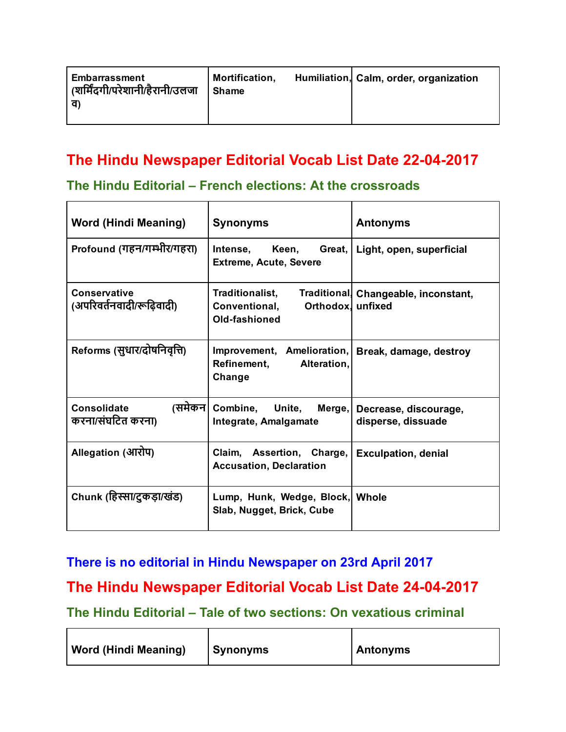| Embarrassment (शर्मिंदगी/परेशानी/हैरानी/उलजाव) | Mortification, Humiliation, Shame | Calm, order, organization |
|---|---|---|

## The Hindu Newspaper Editorial Vocab List Date 22-04-2017

### The Hindu Editorial – French elections: At the crossroads

| Word (Hindi Meaning) | Synonyms | Antonyms |
|---|---|---|
| Profound (गहन/गम्भीर/गहरा) | Intense, Keen, Great, Extreme, Acute, Severe | Light, open, superficial |
| Conservative (अपरिवर्तनवादी/रूढ़िवादी) | Traditionalist, Traditional, Conventional, Orthodox, Old-fashioned | Changeable, inconstant, unfixed |
| Reforms (सुधार/दोषनिवृत्ति) | Improvement, Amelioration, Refinement, Alteration, Change | Break, damage, destroy |
| Consolidate (समेकन करना/संघटित करना) | Combine, Unite, Merge, Integrate, Amalgamate | Decrease, discourage, disperse, dissuade |
| Allegation (आरोप) | Claim, Assertion, Charge, Accusation, Declaration | Exculpation, denial |
| Chunk (हिस्सा/टुकड़ा/खंड) | Lump, Hunk, Wedge, Block, Slab, Nugget, Brick, Cube | Whole |

## There is no editorial in Hindu Newspaper on 23rd April 2017

## The Hindu Newspaper Editorial Vocab List Date 24-04-2017

### The Hindu Editorial – Tale of two sections: On vexatious criminal

| Word (Hindi Meaning) | Synonyms | Antonyms |
|---|---|---|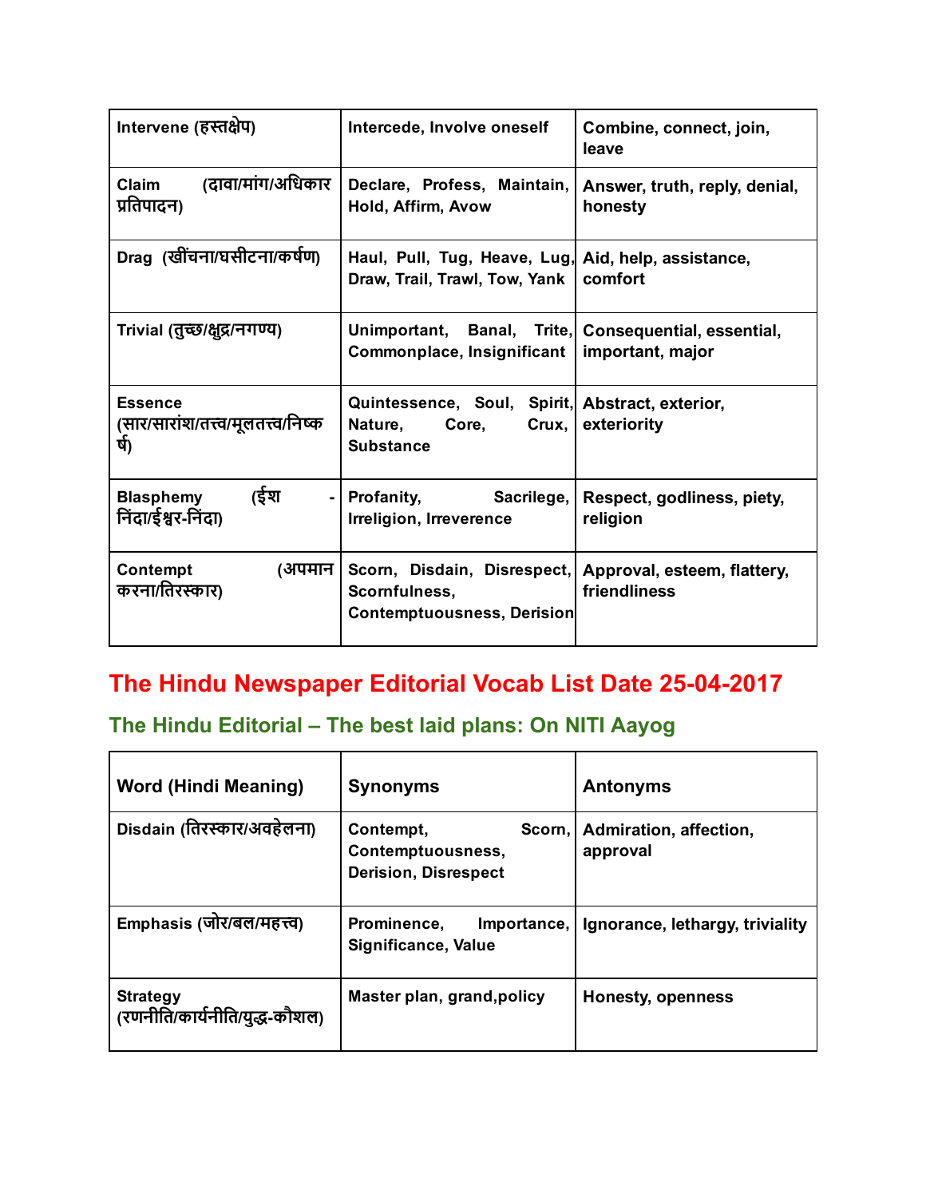| | | |
|---|---|---|
| Intervene (हस्तक्षेप) | Intercede, Involve oneself | Combine, connect, join, leave |
| Claim (दावा/मांग/अधिकार प्रतिपादन) | Declare, Profess, Maintain, Hold, Affirm, Avow | Answer, truth, reply, denial, honesty |
| Drag (खींचना/घसीटना/कर्षण) | Haul, Pull, Tug, Heave, Lug, Draw, Trail, Trawl, Tow, Yank | Aid, help, assistance, comfort |
| Trivial (तुच्छ/क्षुद्र/नगण्य) | Unimportant, Banal, Trite, Commonplace, Insignificant | Consequential, essential, important, major |
| Essence (सार/सारांश/तत्त्व/मूलतत्त्व/निष्कर्ष) | Quintessence, Soul, Spirit, Nature, Core, Crux, Substance | Abstract, exterior, exteriority |
| Blasphemy (ईश - निंदा/ईश्वर-निंदा) | Profanity, Sacrilege, Irreligion, Irreverence | Respect, godliness, piety, religion |
| Contempt (अपमान करना/तिरस्कार) | Scorn, Disdain, Disrespect, Scornfulness, Contemptuousness, Derision | Approval, esteem, flattery, friendliness |

## The Hindu Newspaper Editorial Vocab List Date 25-04-2017

### The Hindu Editorial – The best laid plans: On NITI Aayog

| Word (Hindi Meaning) | Synonyms | Antonyms |
|---|---|---|
| Disdain (तिरस्कार/अवहेलना) | Contempt, Scorn, Contemptuousness, Derision, Disrespect | Admiration, affection, approval |
| Emphasis (जोर/बल/महत्त्व) | Prominence, Importance, Significance, Value | Ignorance, lethargy, triviality |
| Strategy (रणनीति/कार्यनीति/युद्ध-कौशल) | Master plan, grand,policy | Honesty, openness |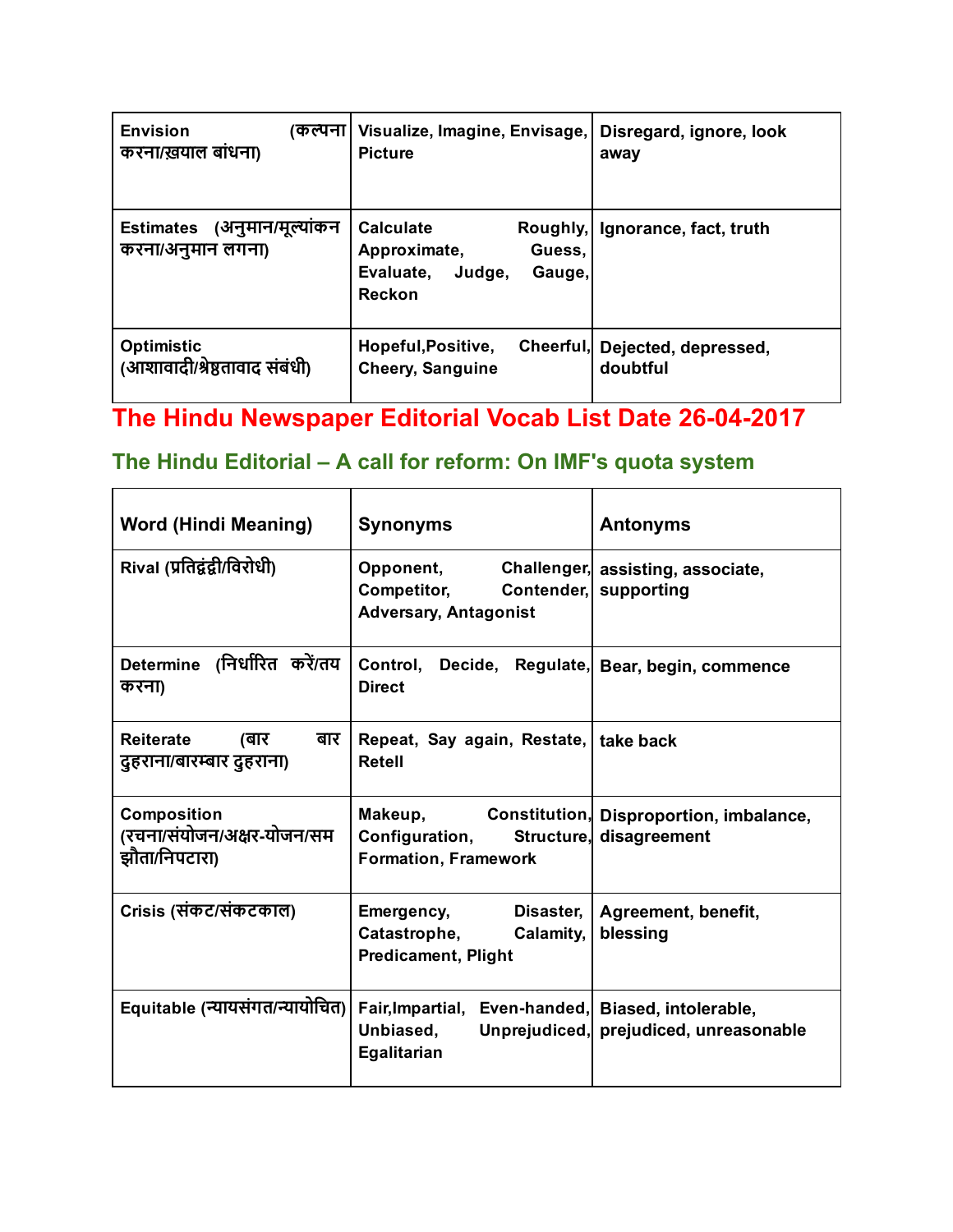| | | |
|---|---|---|
| Envision (कल्पना करना/ख़याल बांधना) | Visualize, Imagine, Envisage, Picture | Disregard, ignore, look away |
| Estimates (अनुमान/मूल्यांकन करना/अनुमान लगना) | Calculate Roughly, Approximate, Guess, Evaluate, Judge, Gauge, Reckon | Ignorance, fact, truth |
| Optimistic (आशावादी/श्रेष्ठतावाद संबंधी) | Hopeful,Positive, Cheerful, Cheery, Sanguine | Dejected, depressed, doubtful |

# The Hindu Newspaper Editorial Vocab List Date 26-04-2017

## The Hindu Editorial – A call for reform: On IMF's quota system

| Word (Hindi Meaning) | Synonyms | Antonyms |
|---|---|---|
| Rival (प्रतिद्वंद्वी/विरोधी) | Opponent, Challenger, Competitor, Contender, Adversary, Antagonist | assisting, associate, supporting |
| Determine (निर्धारित करें/तय करना) | Control, Decide, Regulate, Direct | Bear, begin, commence |
| Reiterate (बार बार दुहराना/बारम्बार दुहराना) | Repeat, Say again, Restate, Retell | take back |
| Composition (रचना/संयोजन/अक्षर-योजन/समझौता/निपटारा) | Makeup, Constitution, Configuration, Structure, Formation, Framework | Disproportion, imbalance, disagreement |
| Crisis (संकट/संकटकाल) | Emergency, Disaster, Catastrophe, Calamity, Predicament, Plight | Agreement, benefit, blessing |
| Equitable (न्यायसंगत/न्यायोचित) | Fair,Impartial, Even-handed, Unbiased, Unprejudiced, Egalitarian | Biased, intolerable, prejudiced, unreasonable |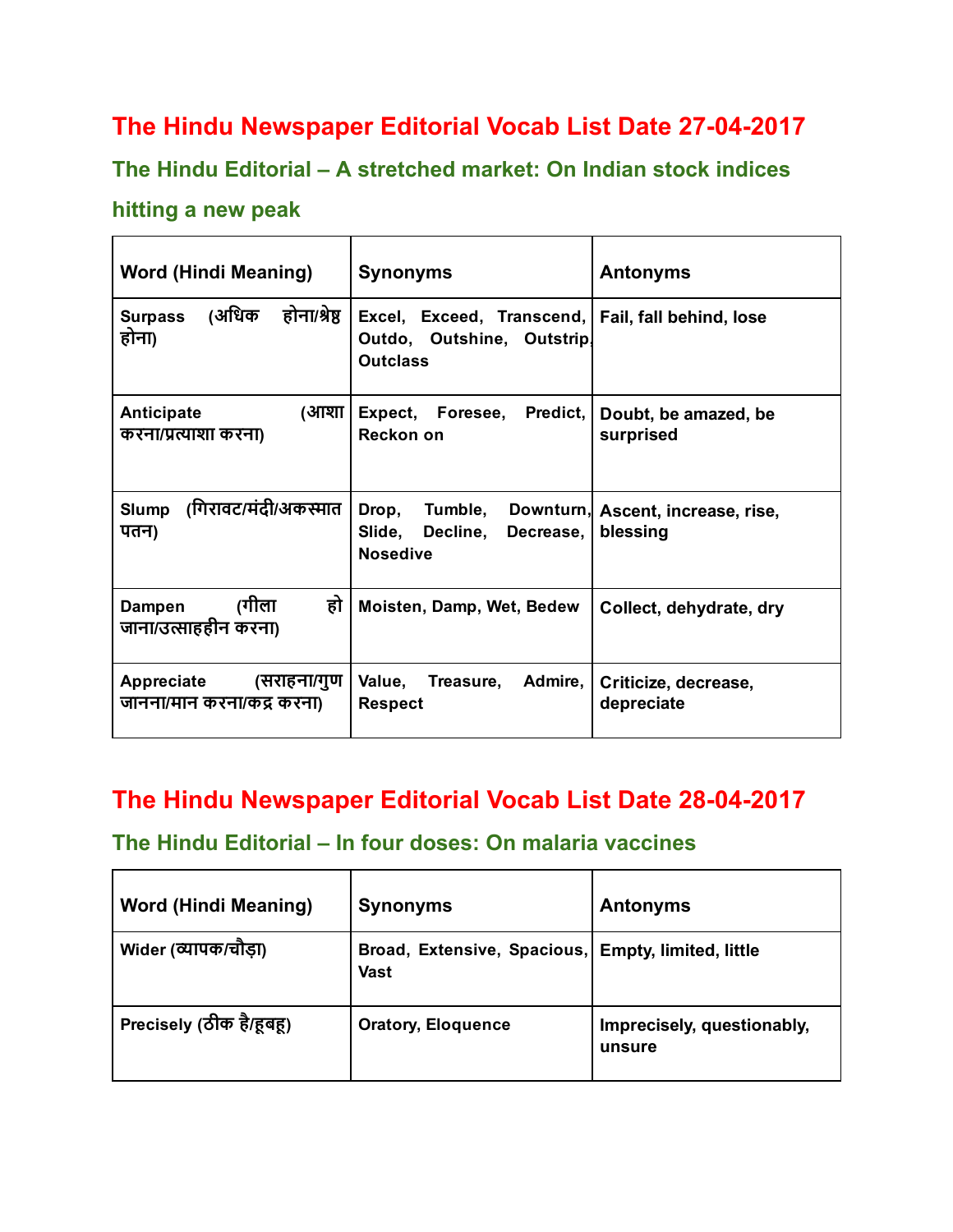# The Hindu Newspaper Editorial Vocab List Date 27-04-2017

## The Hindu Editorial – A stretched market: On Indian stock indices hitting a new peak

| Word (Hindi Meaning) | Synonyms | Antonyms |
| --- | --- | --- |
| Surpass (अधिक होना/श्रेष्ठ होना) | Excel, Exceed, Transcend, Outdo, Outshine, Outstrip, Outclass | Fail, fall behind, lose |
| Anticipate (आशा करना/प्रत्याशा करना) | Expect, Foresee, Predict, Reckon on | Doubt, be amazed, be surprised |
| Slump (गिरावट/मंदी/अकस्मात पतन) | Drop, Tumble, Downturn, Slide, Decline, Decrease, Nosedive | Ascent, increase, rise, blessing |
| Dampen (गीला हो जाना/उत्साहहीन करना) | Moisten, Damp, Wet, Bedew | Collect, dehydrate, dry |
| Appreciate (सराहना/गुण जानना/मान करना/कद्र करना) | Value, Treasure, Admire, Respect | Criticize, decrease, depreciate |

# The Hindu Newspaper Editorial Vocab List Date 28-04-2017

## The Hindu Editorial – In four doses: On malaria vaccines

| Word (Hindi Meaning) | Synonyms | Antonyms |
| --- | --- | --- |
| Wider (व्यापक/चौड़ा) | Broad, Extensive, Spacious, Vast | Empty, limited, little |
| Precisely (ठीक है/हूबहू) | Oratory, Eloquence | Imprecisely, questionably, unsure |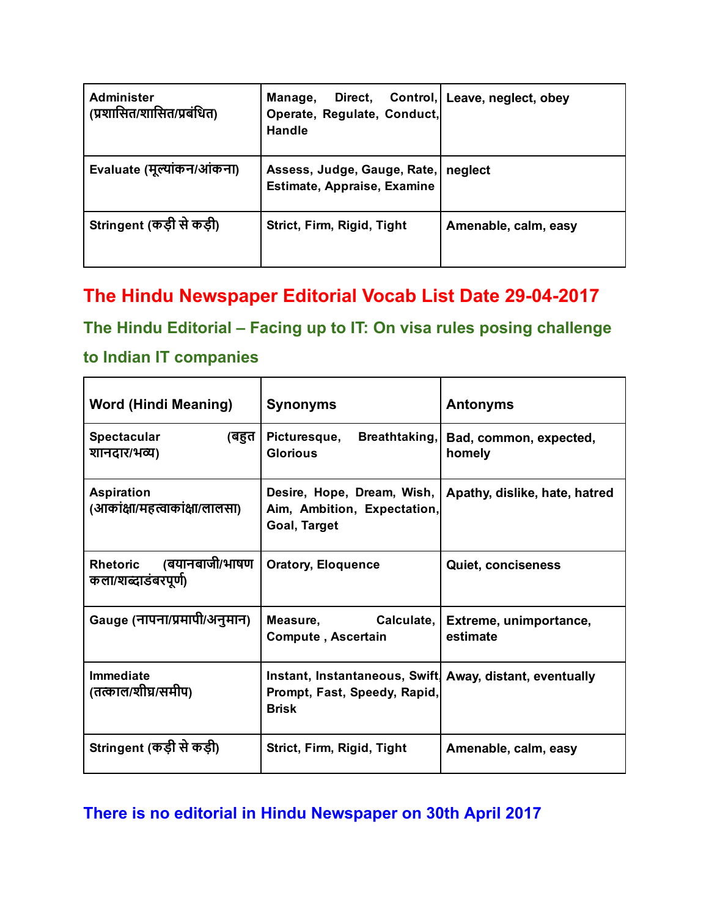| | | |
|---|---|---|
| Administer (प्रशासित/शासित/प्रबंधित) | Manage, Direct, Control, Operate, Regulate, Conduct, Handle | Leave, neglect, obey |
| Evaluate (मूल्यांकन/आंकना) | Assess, Judge, Gauge, Rate, Estimate, Appraise, Examine | neglect |
| Stringent (कड़ी से कड़ी) | Strict, Firm, Rigid, Tight | Amenable, calm, easy |

## The Hindu Newspaper Editorial Vocab List Date 29-04-2017

### The Hindu Editorial – Facing up to IT: On visa rules posing challenge to Indian IT companies

| Word (Hindi Meaning) | Synonyms | Antonyms |
|---|---|---|
| Spectacular (बहुत शानदार/भव्य) | Picturesque, Breathtaking, Glorious | Bad, common, expected, homely |
| Aspiration (आकांक्षा/महत्वाकांक्षा/लालसा) | Desire, Hope, Dream, Wish, Aim, Ambition, Expectation, Goal, Target | Apathy, dislike, hate, hatred |
| Rhetoric (बयानबाजी/भाषण कला/शब्दाडंबरपूर्ण) | Oratory, Eloquence | Quiet, conciseness |
| Gauge (नापना/प्रमापी/अनुमान) | Measure, Calculate, Compute , Ascertain | Extreme, unimportance, estimate |
| Immediate (तत्काल/शीघ्र/समीप) | Instant, Instantaneous, Swift, Prompt, Fast, Speedy, Rapid, Brisk | Away, distant, eventually |
| Stringent (कड़ी से कड़ी) | Strict, Firm, Rigid, Tight | Amenable, calm, easy |

## There is no editorial in Hindu Newspaper on 30th April 2017